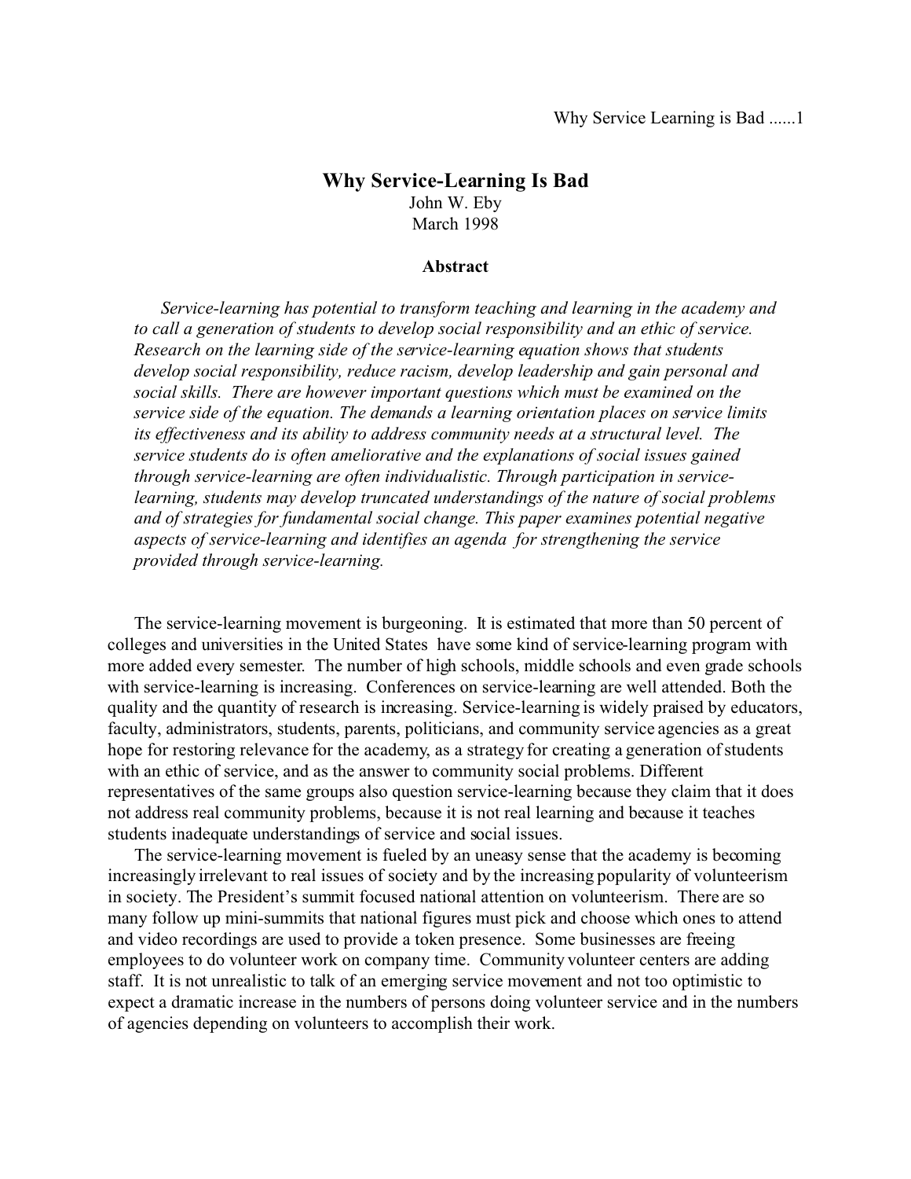# Why Service-Learning Is Bad

John W. Eby

March 1998

### Abstract

*Service-learning has potential to transform teaching and learning in the academy and to call a generation of students to develop social responsibility and an ethic of service. Research on the learning side of the service-learning equation shows that students develop social responsibility, reduce racism, develop leadership and gain personal and social skills. There are however important questions which must be examined on the service side of the equation. The demands a learning orientation places on service limits its effectiveness and its ability to address community needs at a structural level. The service students do is often ameliorative and the explanations of social issues gained through service-learning are often individualistic. Through participation in service-learning, students may develop truncated understandings of the nature of social problems and of strategies for fundamental social change. This paper examines potential negative aspects of service-learning and identifies an agenda for strengthening the service provided through service-learning.*

The service-learning movement is burgeoning. It is estimated that more than 50 percent of colleges and universities in the United States have some kind of service-learning program with more added every semester. The number of high schools, middle schools and even grade schools with service-learning is increasing. Conferences on service-learning are well attended. Both the quality and the quantity of research is increasing. Service-learning is widely praised by educators, faculty, administrators, students, parents, politicians, and community service agencies as a great hope for restoring relevance for the academy, as a strategy for creating a generation of students with an ethic of service, and as the answer to community social problems. Different representatives of the same groups also question service-learning because they claim that it does not address real community problems, because it is not real learning and because it teaches students inadequate understandings of service and social issues.

The service-learning movement is fueled by an uneasy sense that the academy is becoming increasingly irrelevant to real issues of society and by the increasing popularity of volunteerism in society. The President's summit focused national attention on volunteerism. There are so many follow up mini-summits that national figures must pick and choose which ones to attend and video recordings are used to provide a token presence. Some businesses are freeing employees to do volunteer work on company time. Community volunteer centers are adding staff. It is not unrealistic to talk of an emerging service movement and not too optimistic to expect a dramatic increase in the numbers of persons doing volunteer service and in the numbers of agencies depending on volunteers to accomplish their work.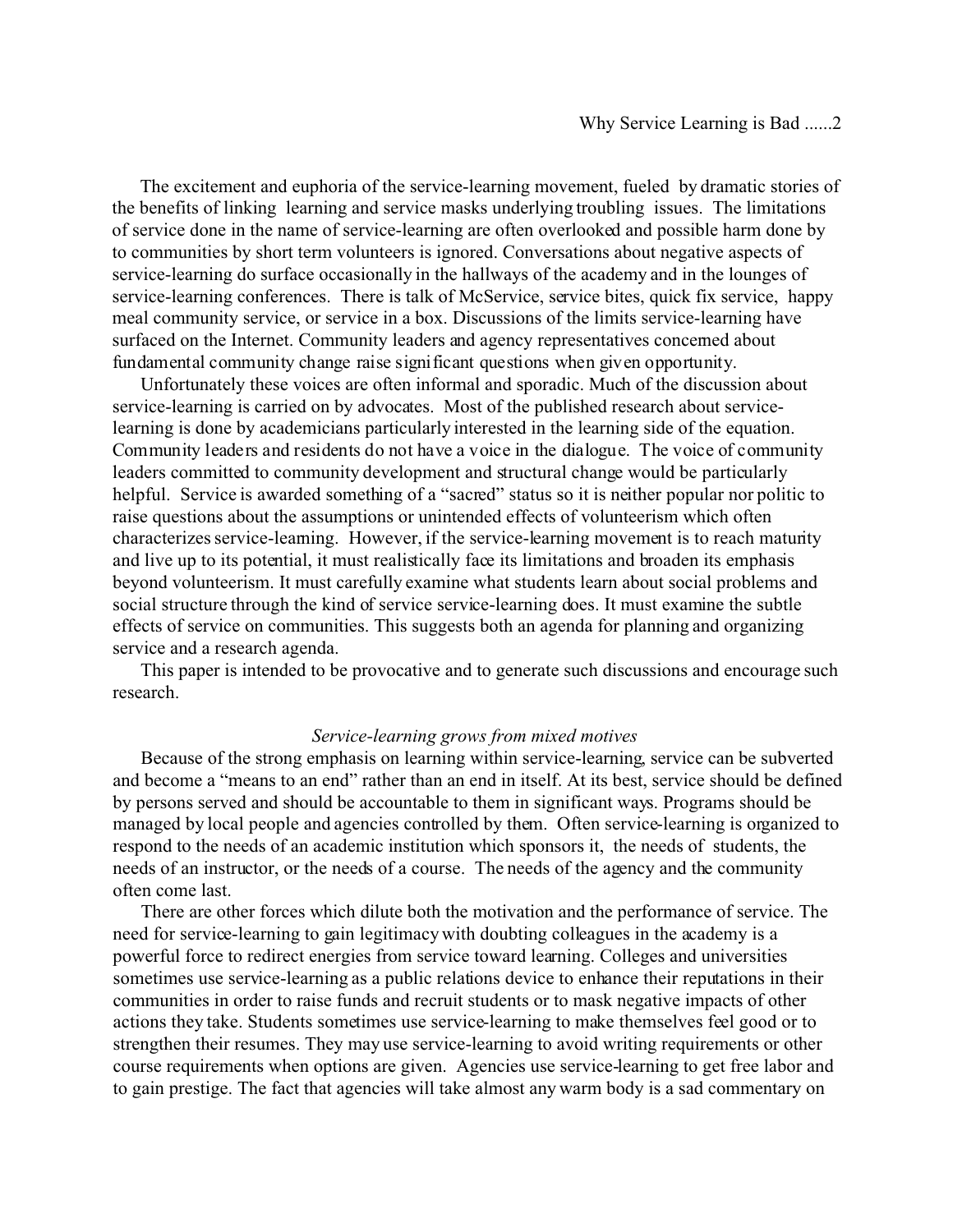The excitement and euphoria of the service-learning movement, fueled by dramatic stories of the benefits of linking learning and service masks underlying troubling issues. The limitations of service done in the name of service-learning are often overlooked and possible harm done by to communities by short term volunteers is ignored. Conversations about negative aspects of service-learning do surface occasionally in the hallways of the academy and in the lounges of service-learning conferences. There is talk of McService, service bites, quick fix service, happy meal community service, or service in a box. Discussions of the limits service-learning have surfaced on the Internet. Community leaders and agency representatives concerned about fundamental community change raise significant questions when given opportunity.

Unfortunately these voices are often informal and sporadic. Much of the discussion about service-learning is carried on by advocates. Most of the published research about service-learning is done by academicians particularly interested in the learning side of the equation. Community leaders and residents do not have a voice in the dialogue. The voice of community leaders committed to community development and structural change would be particularly helpful. Service is awarded something of a "sacred" status so it is neither popular nor politic to raise questions about the assumptions or unintended effects of volunteerism which often characterizes service-learning. However, if the service-learning movement is to reach maturity and live up to its potential, it must realistically face its limitations and broaden its emphasis beyond volunteerism. It must carefully examine what students learn about social problems and social structure through the kind of service service-learning does. It must examine the subtle effects of service on communities. This suggests both an agenda for planning and organizing service and a research agenda.

This paper is intended to be provocative and to generate such discussions and encourage such research.

### *Service-learning grows from mixed motives*

Because of the strong emphasis on learning within service-learning, service can be subverted and become a "means to an end" rather than an end in itself. At its best, service should be defined by persons served and should be accountable to them in significant ways. Programs should be managed by local people and agencies controlled by them. Often service-learning is organized to respond to the needs of an academic institution which sponsors it, the needs of students, the needs of an instructor, or the needs of a course. The needs of the agency and the community often come last.

There are other forces which dilute both the motivation and the performance of service. The need for service-learning to gain legitimacy with doubting colleagues in the academy is a powerful force to redirect energies from service toward learning. Colleges and universities sometimes use service-learning as a public relations device to enhance their reputations in their communities in order to raise funds and recruit students or to mask negative impacts of other actions they take. Students sometimes use service-learning to make themselves feel good or to strengthen their resumes. They may use service-learning to avoid writing requirements or other course requirements when options are given. Agencies use service-learning to get free labor and to gain prestige. The fact that agencies will take almost any warm body is a sad commentary on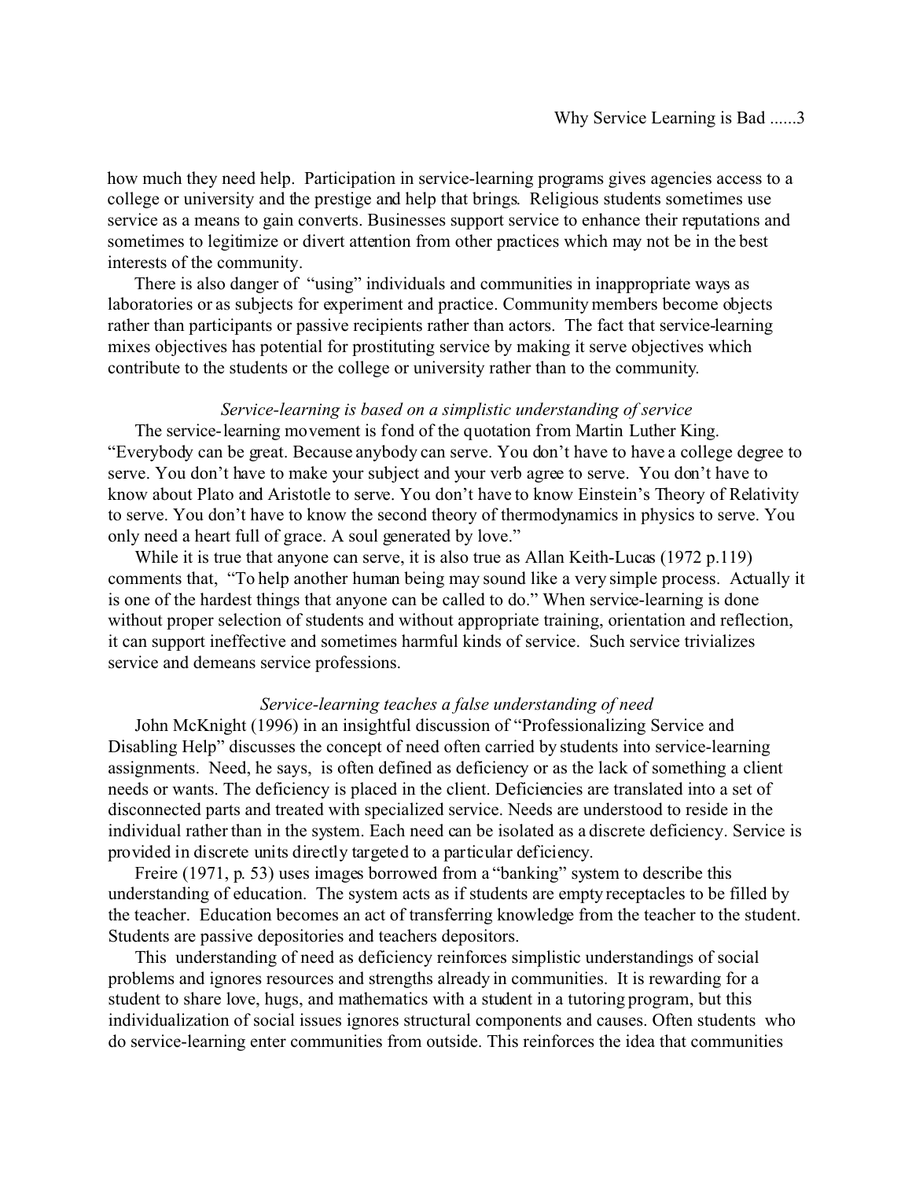how much they need help. Participation in service-learning programs gives agencies access to a college or university and the prestige and help that brings. Religious students sometimes use service as a means to gain converts. Businesses support service to enhance their reputations and sometimes to legitimize or divert attention from other practices which may not be in the best interests of the community.

There is also danger of "using" individuals and communities in inappropriate ways as laboratories or as subjects for experiment and practice. Community members become objects rather than participants or passive recipients rather than actors. The fact that service-learning mixes objectives has potential for prostituting service by making it serve objectives which contribute to the students or the college or university rather than to the community.

*Service-learning is based on a simplistic understanding of service*

The service-learning movement is fond of the quotation from Martin Luther King. "Everybody can be great. Because anybody can serve. You don't have to have a college degree to serve. You don't have to make your subject and your verb agree to serve. You don't have to know about Plato and Aristotle to serve. You don't have to know Einstein's Theory of Relativity to serve. You don't have to know the second theory of thermodynamics in physics to serve. You only need a heart full of grace. A soul generated by love."

While it is true that anyone can serve, it is also true as Allan Keith-Lucas (1972 p.119) comments that, "To help another human being may sound like a very simple process. Actually it is one of the hardest things that anyone can be called to do." When service-learning is done without proper selection of students and without appropriate training, orientation and reflection, it can support ineffective and sometimes harmful kinds of service. Such service trivializes service and demeans service professions.

*Service-learning teaches a false understanding of need*

John McKnight (1996) in an insightful discussion of "Professionalizing Service and Disabling Help" discusses the concept of need often carried by students into service-learning assignments. Need, he says, is often defined as deficiency or as the lack of something a client needs or wants. The deficiency is placed in the client. Deficiencies are translated into a set of disconnected parts and treated with specialized service. Needs are understood to reside in the individual rather than in the system. Each need can be isolated as a discrete deficiency. Service is provided in discrete units directly targeted to a particular deficiency.

Freire (1971, p. 53) uses images borrowed from a "banking" system to describe this understanding of education. The system acts as if students are empty receptacles to be filled by the teacher. Education becomes an act of transferring knowledge from the teacher to the student. Students are passive depositories and teachers depositors.

This understanding of need as deficiency reinforces simplistic understandings of social problems and ignores resources and strengths already in communities. It is rewarding for a student to share love, hugs, and mathematics with a student in a tutoring program, but this individualization of social issues ignores structural components and causes. Often students who do service-learning enter communities from outside. This reinforces the idea that communities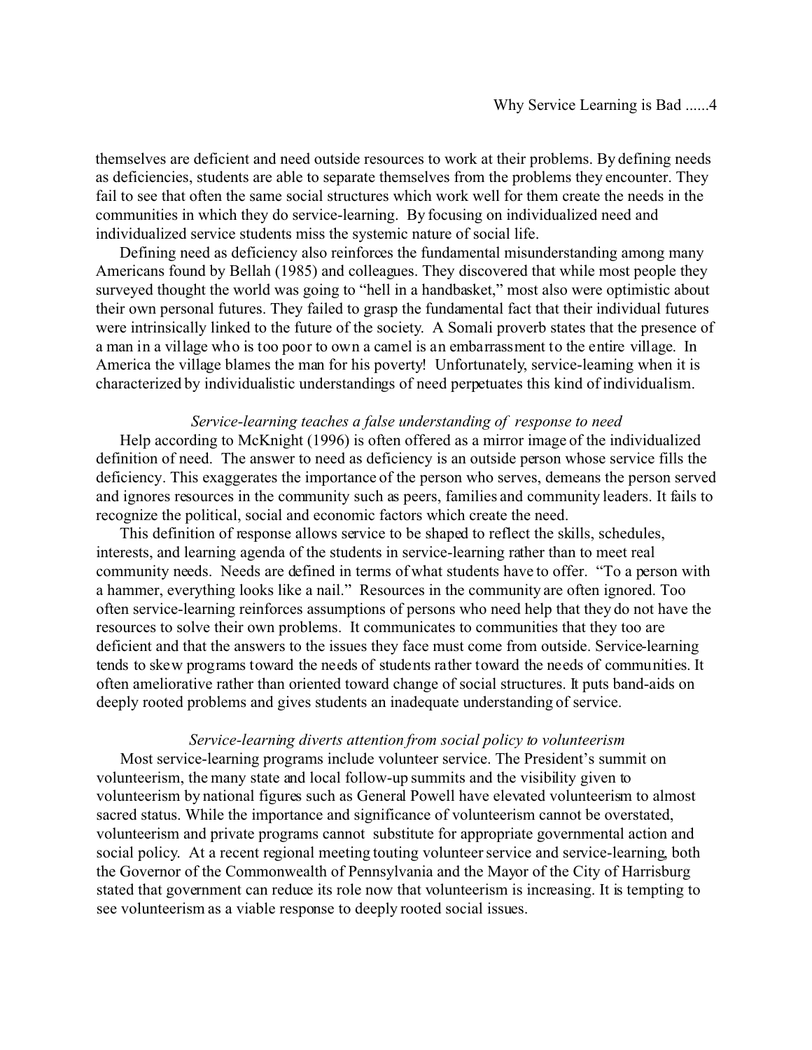themselves are deficient and need outside resources to work at their problems. By defining needs as deficiencies, students are able to separate themselves from the problems they encounter. They fail to see that often the same social structures which work well for them create the needs in the communities in which they do service-learning. By focusing on individualized need and individualized service students miss the systemic nature of social life.

Defining need as deficiency also reinforces the fundamental misunderstanding among many Americans found by Bellah (1985) and colleagues. They discovered that while most people they surveyed thought the world was going to "hell in a handbasket," most also were optimistic about their own personal futures. They failed to grasp the fundamental fact that their individual futures were intrinsically linked to the future of the society. A Somali proverb states that the presence of a man in a village who is too poor to own a camel is an embarrassment to the entire village. In America the village blames the man for his poverty! Unfortunately, service-learning when it is characterized by individualistic understandings of need perpetuates this kind of individualism.

### *Service-learning teaches a false understanding of response to need*

Help according to McKnight (1996) is often offered as a mirror image of the individualized definition of need. The answer to need as deficiency is an outside person whose service fills the deficiency. This exaggerates the importance of the person who serves, demeans the person served and ignores resources in the community such as peers, families and community leaders. It fails to recognize the political, social and economic factors which create the need.

This definition of response allows service to be shaped to reflect the skills, schedules, interests, and learning agenda of the students in service-learning rather than to meet real community needs. Needs are defined in terms of what students have to offer. "To a person with a hammer, everything looks like a nail." Resources in the community are often ignored. Too often service-learning reinforces assumptions of persons who need help that they do not have the resources to solve their own problems. It communicates to communities that they too are deficient and that the answers to the issues they face must come from outside. Service-learning tends to skew programs toward the needs of students rather toward the needs of communities. It often ameliorative rather than oriented toward change of social structures. It puts band-aids on deeply rooted problems and gives students an inadequate understanding of service.

### *Service-learning diverts attention from social policy to volunteerism*

Most service-learning programs include volunteer service. The President's summit on volunteerism, the many state and local follow-up summits and the visibility given to volunteerism by national figures such as General Powell have elevated volunteerism to almost sacred status. While the importance and significance of volunteerism cannot be overstated, volunteerism and private programs cannot substitute for appropriate governmental action and social policy. At a recent regional meeting touting volunteer service and service-learning, both the Governor of the Commonwealth of Pennsylvania and the Mayor of the City of Harrisburg stated that government can reduce its role now that volunteerism is increasing. It is tempting to see volunteerism as a viable response to deeply rooted social issues.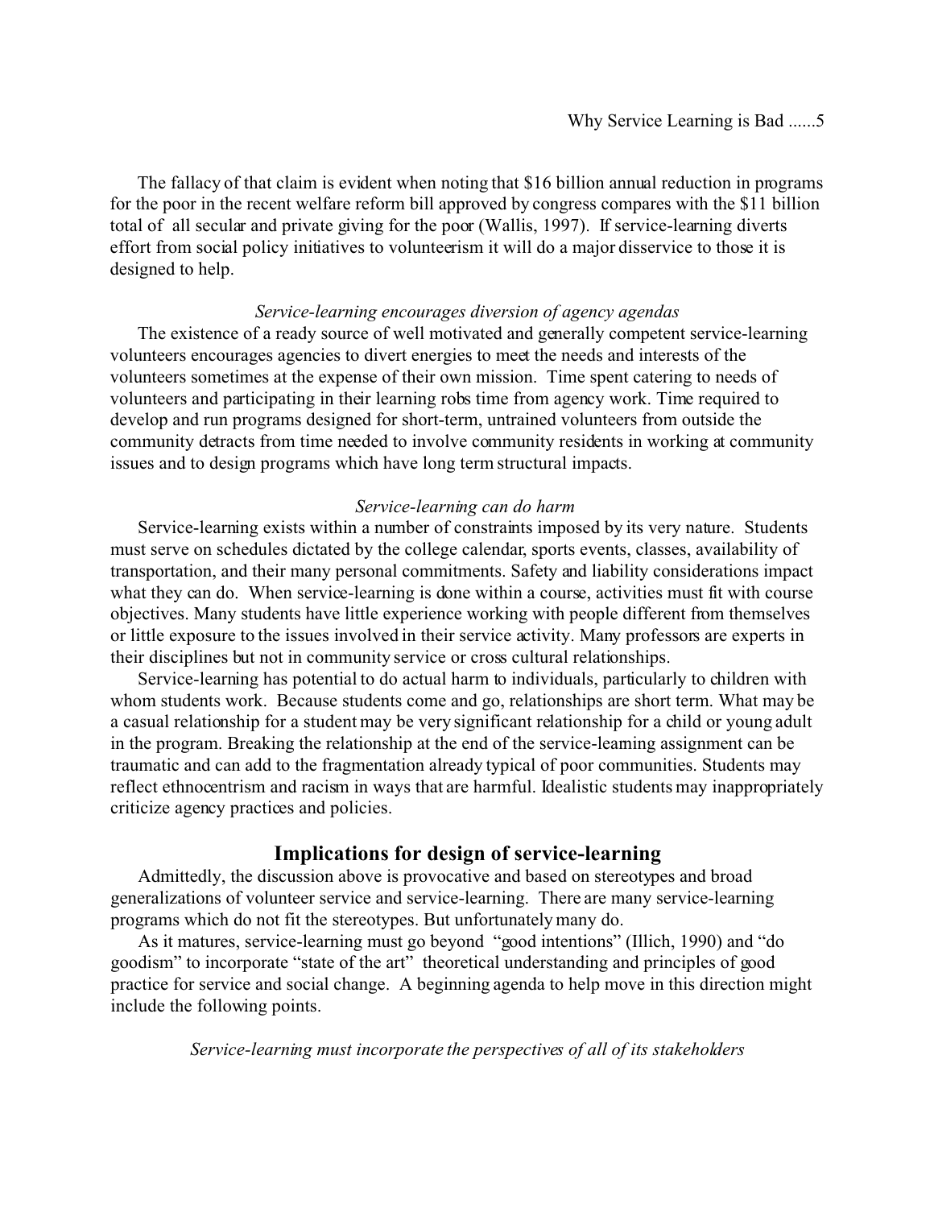The fallacy of that claim is evident when noting that $16 billion annual reduction in programs for the poor in the recent welfare reform bill approved by congress compares with the $11 billion total of all secular and private giving for the poor (Wallis, 1997). If service-learning diverts effort from social policy initiatives to volunteerism it will do a major disservice to those it is designed to help.

*Service-learning encourages diversion of agency agendas*

The existence of a ready source of well motivated and generally competent service-learning volunteers encourages agencies to divert energies to meet the needs and interests of the volunteers sometimes at the expense of their own mission. Time spent catering to needs of volunteers and participating in their learning robs time from agency work. Time required to develop and run programs designed for short-term, untrained volunteers from outside the community detracts from time needed to involve community residents in working at community issues and to design programs which have long term structural impacts.

*Service-learning can do harm*

Service-learning exists within a number of constraints imposed by its very nature. Students must serve on schedules dictated by the college calendar, sports events, classes, availability of transportation, and their many personal commitments. Safety and liability considerations impact what they can do. When service-learning is done within a course, activities must fit with course objectives. Many students have little experience working with people different from themselves or little exposure to the issues involved in their service activity. Many professors are experts in their disciplines but not in community service or cross cultural relationships.

Service-learning has potential to do actual harm to individuals, particularly to children with whom students work. Because students come and go, relationships are short term. What may be a casual relationship for a student may be very significant relationship for a child or young adult in the program. Breaking the relationship at the end of the service-learning assignment can be traumatic and can add to the fragmentation already typical of poor communities. Students may reflect ethnocentrism and racism in ways that are harmful. Idealistic students may inappropriately criticize agency practices and policies.

## Implications for design of service-learning

Admittedly, the discussion above is provocative and based on stereotypes and broad generalizations of volunteer service and service-learning. There are many service-learning programs which do not fit the stereotypes. But unfortunately many do.

As it matures, service-learning must go beyond "good intentions" (Illich, 1990) and "do goodism" to incorporate "state of the art" theoretical understanding and principles of good practice for service and social change. A beginning agenda to help move in this direction might include the following points.

*Service-learning must incorporate the perspectives of all of its stakeholders*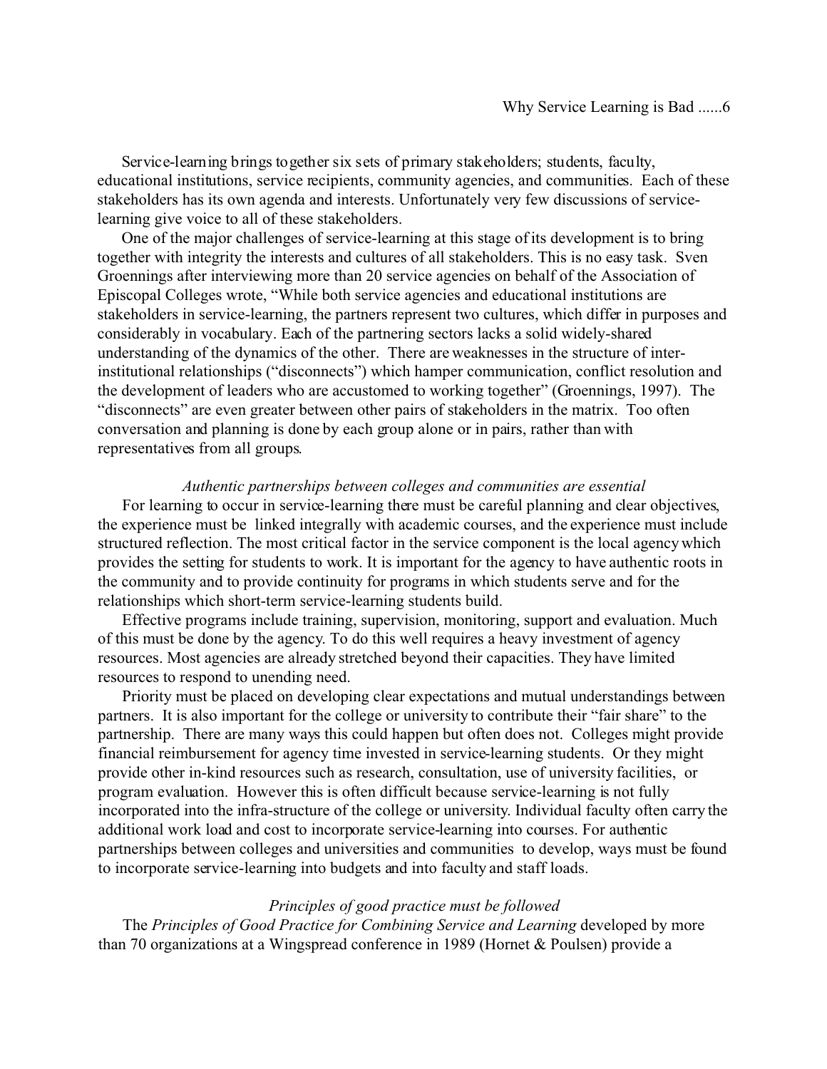Service-learning brings together six sets of primary stakeholders; students, faculty, educational institutions, service recipients, community agencies, and communities. Each of these stakeholders has its own agenda and interests. Unfortunately very few discussions of service-learning give voice to all of these stakeholders.

One of the major challenges of service-learning at this stage of its development is to bring together with integrity the interests and cultures of all stakeholders. This is no easy task. Sven Groennings after interviewing more than 20 service agencies on behalf of the Association of Episcopal Colleges wrote, "While both service agencies and educational institutions are stakeholders in service-learning, the partners represent two cultures, which differ in purposes and considerably in vocabulary. Each of the partnering sectors lacks a solid widely-shared understanding of the dynamics of the other. There are weaknesses in the structure of inter-institutional relationships ("disconnects") which hamper communication, conflict resolution and the development of leaders who are accustomed to working together" (Groennings, 1997). The "disconnects" are even greater between other pairs of stakeholders in the matrix. Too often conversation and planning is done by each group alone or in pairs, rather than with representatives from all groups.

*Authentic partnerships between colleges and communities are essential*

For learning to occur in service-learning there must be careful planning and clear objectives, the experience must be linked integrally with academic courses, and the experience must include structured reflection. The most critical factor in the service component is the local agency which provides the setting for students to work. It is important for the agency to have authentic roots in the community and to provide continuity for programs in which students serve and for the relationships which short-term service-learning students build.

Effective programs include training, supervision, monitoring, support and evaluation. Much of this must be done by the agency. To do this well requires a heavy investment of agency resources. Most agencies are already stretched beyond their capacities. They have limited resources to respond to unending need.

Priority must be placed on developing clear expectations and mutual understandings between partners. It is also important for the college or university to contribute their "fair share" to the partnership. There are many ways this could happen but often does not. Colleges might provide financial reimbursement for agency time invested in service-learning students. Or they might provide other in-kind resources such as research, consultation, use of university facilities, or program evaluation. However this is often difficult because service-learning is not fully incorporated into the infra-structure of the college or university. Individual faculty often carry the additional work load and cost to incorporate service-learning into courses. For authentic partnerships between colleges and universities and communities to develop, ways must be found to incorporate service-learning into budgets and into faculty and staff loads.

*Principles of good practice must be followed*

The *Principles of Good Practice for Combining Service and Learning* developed by more than 70 organizations at a Wingspread conference in 1989 (Hornet & Poulsen) provide a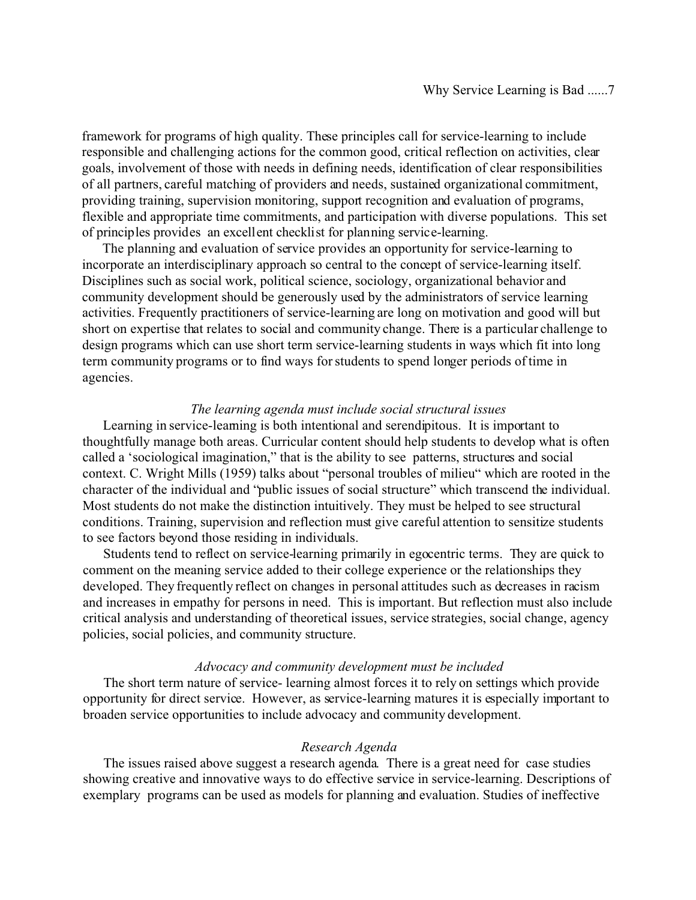framework for programs of high quality. These principles call for service-learning to include responsible and challenging actions for the common good, critical reflection on activities, clear goals, involvement of those with needs in defining needs, identification of clear responsibilities of all partners, careful matching of providers and needs, sustained organizational commitment, providing training, supervision monitoring, support recognition and evaluation of programs, flexible and appropriate time commitments, and participation with diverse populations. This set of principles provides an excellent checklist for planning service-learning.

The planning and evaluation of service provides an opportunity for service-learning to incorporate an interdisciplinary approach so central to the concept of service-learning itself. Disciplines such as social work, political science, sociology, organizational behavior and community development should be generously used by the administrators of service learning activities. Frequently practitioners of service-learning are long on motivation and good will but short on expertise that relates to social and community change. There is a particular challenge to design programs which can use short term service-learning students in ways which fit into long term community programs or to find ways for students to spend longer periods of time in agencies.

### *The learning agenda must include social structural issues*

Learning in service-learning is both intentional and serendipitous. It is important to thoughtfully manage both areas. Curricular content should help students to develop what is often called a 'sociological imagination," that is the ability to see patterns, structures and social context. C. Wright Mills (1959) talks about "personal troubles of milieu" which are rooted in the character of the individual and "public issues of social structure" which transcend the individual. Most students do not make the distinction intuitively. They must be helped to see structural conditions. Training, supervision and reflection must give careful attention to sensitize students to see factors beyond those residing in individuals.

Students tend to reflect on service-learning primarily in egocentric terms. They are quick to comment on the meaning service added to their college experience or the relationships they developed. They frequently reflect on changes in personal attitudes such as decreases in racism and increases in empathy for persons in need. This is important. But reflection must also include critical analysis and understanding of theoretical issues, service strategies, social change, agency policies, social policies, and community structure.

### *Advocacy and community development must be included*

The short term nature of service- learning almost forces it to rely on settings which provide opportunity for direct service. However, as service-learning matures it is especially important to broaden service opportunities to include advocacy and community development.

### *Research Agenda*

The issues raised above suggest a research agenda. There is a great need for case studies showing creative and innovative ways to do effective service in service-learning. Descriptions of exemplary programs can be used as models for planning and evaluation. Studies of ineffective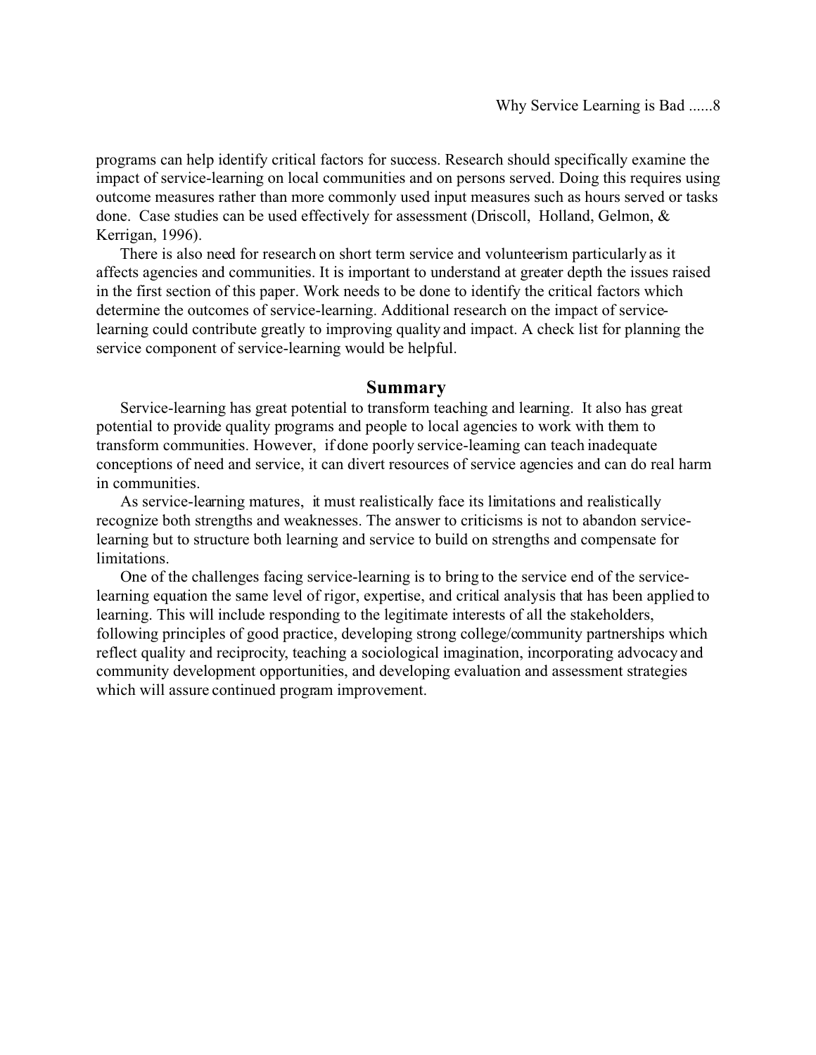programs can help identify critical factors for success. Research should specifically examine the impact of service-learning on local communities and on persons served. Doing this requires using outcome measures rather than more commonly used input measures such as hours served or tasks done. Case studies can be used effectively for assessment (Driscoll, Holland, Gelmon, & Kerrigan, 1996).

There is also need for research on short term service and volunteerism particularly as it affects agencies and communities. It is important to understand at greater depth the issues raised in the first section of this paper. Work needs to be done to identify the critical factors which determine the outcomes of service-learning. Additional research on the impact of service-learning could contribute greatly to improving quality and impact. A check list for planning the service component of service-learning would be helpful.

## Summary

Service-learning has great potential to transform teaching and learning. It also has great potential to provide quality programs and people to local agencies to work with them to transform communities. However, if done poorly service-learning can teach inadequate conceptions of need and service, it can divert resources of service agencies and can do real harm in communities.

As service-learning matures, it must realistically face its limitations and realistically recognize both strengths and weaknesses. The answer to criticisms is not to abandon service-learning but to structure both learning and service to build on strengths and compensate for limitations.

One of the challenges facing service-learning is to bring to the service end of the service-learning equation the same level of rigor, expertise, and critical analysis that has been applied to learning. This will include responding to the legitimate interests of all the stakeholders, following principles of good practice, developing strong college/community partnerships which reflect quality and reciprocity, teaching a sociological imagination, incorporating advocacy and community development opportunities, and developing evaluation and assessment strategies which will assure continued program improvement.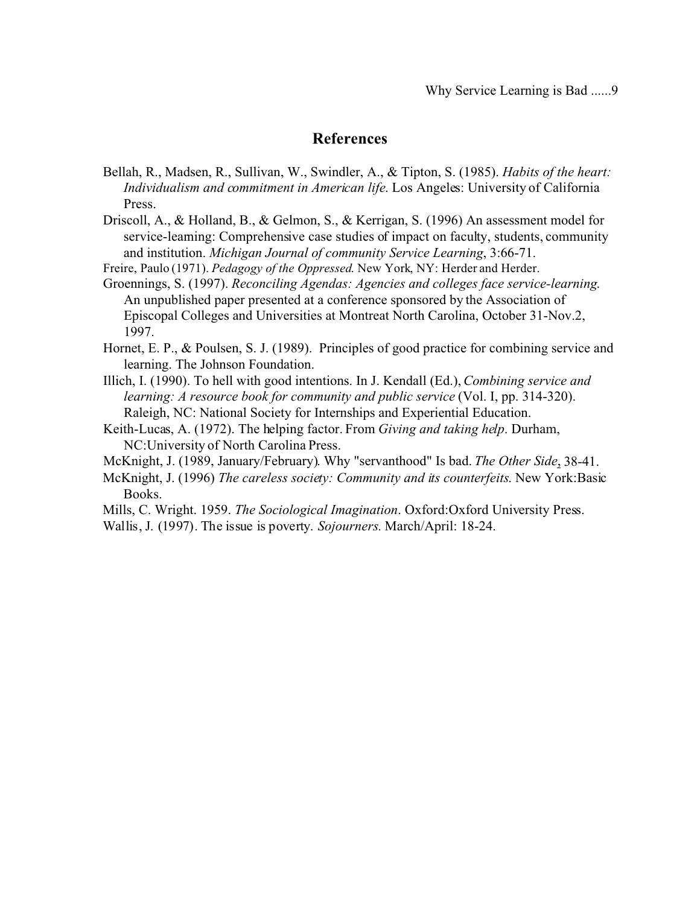## References

Bellah, R., Madsen, R., Sullivan, W., Swindler, A., & Tipton, S. (1985). *Habits of the heart: Individualism and commitment in American life*. Los Angeles: University of California Press.

Driscoll, A., & Holland, B., & Gelmon, S., & Kerrigan, S. (1996) An assessment model for service-learning: Comprehensive case studies of impact on faculty, students, community and institution. *Michigan Journal of community Service Learning*, 3:66-71.

Freire, Paulo (1971). *Pedagogy of the Oppressed.* New York, NY: Herder and Herder.

Groennings, S. (1997). *Reconciling Agendas: Agencies and colleges face service-learning*. An unpublished paper presented at a conference sponsored by the Association of Episcopal Colleges and Universities at Montreat North Carolina, October 31-Nov.2, 1997.

Hornet, E. P., & Poulsen, S. J. (1989). Principles of good practice for combining service and learning. The Johnson Foundation.

Illich, I. (1990). To hell with good intentions. In J. Kendall (Ed.), *Combining service and learning: A resource book for community and public service* (Vol. I, pp. 314-320). Raleigh, NC: National Society for Internships and Experiential Education.

Keith-Lucas, A. (1972). The helping factor. From *Giving and taking help*. Durham, NC:University of North Carolina Press.

McKnight, J. (1989, January/February). Why "servanthood" Is bad. *The Other Side*, 38-41.

McKnight, J. (1996) *The careless society: Community and its counterfeits*. New York:Basic Books.

Mills, C. Wright. 1959. *The Sociological Imagination*. Oxford:Oxford University Press.

Wallis, J. (1997). The issue is poverty. *Sojourners.* March/April: 18-24.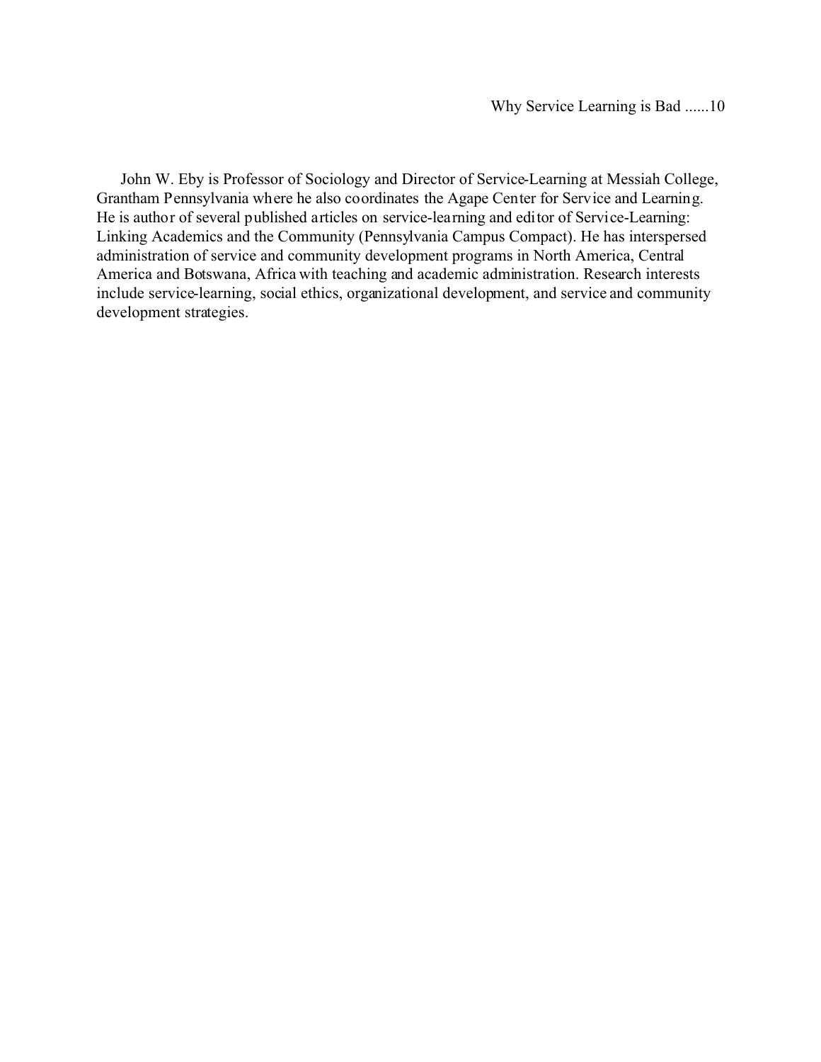John W. Eby is Professor of Sociology and Director of Service-Learning at Messiah College, Grantham Pennsylvania where he also coordinates the Agape Center for Service and Learning. He is author of several published articles on service-learning and editor of Service-Learning: Linking Academics and the Community (Pennsylvania Campus Compact). He has interspersed administration of service and community development programs in North America, Central America and Botswana, Africa with teaching and academic administration. Research interests include service-learning, social ethics, organizational development, and service and community development strategies.